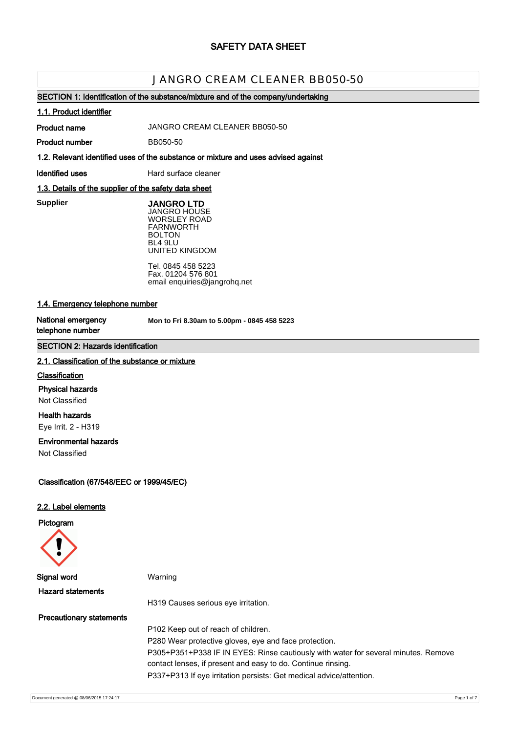# SAFETY DATA SHEET

## JANGRO CREAM CLEANER BB050-50

### SECTION 1: Identification of the substance/mixture and of the company/undertaking

**1.1. Product identifier**

**Product name** JANGRO CREAM CLEANER BB050-50

**Product number** BB050-50

**1.2. Relevant identified uses of the substance or mixture and uses advised against**

**Identified uses** Hard surface cleaner

**1.3. Details of the supplier of the safety data sheet**

**Supplier**

**JANGRO LTD**
JANGRO HOUSE
WORSLEY ROAD
FARNWORTH
BOLTON
BL4 9LU
UNITED KINGDOM

Tel. 0845 458 5223
Fax. 01204 576 801
email enquiries@jangrohq.net

**1.4. Emergency telephone number**

**National emergency telephone number** **Mon to Fri 8.30am to 5.00pm - 0845 458 5223**

### SECTION 2: Hazards identification

**2.1. Classification of the substance or mixture**

**Classification**

**Physical hazards**
Not Classified

**Health hazards**
Eye Irrit. 2 - H319

**Environmental hazards**
Not Classified

**Classification (67/548/EEC or 1999/45/EC)**

**2.2. Label elements**

**Pictogram**

**Signal word** Warning

**Hazard statements**

H319 Causes serious eye irritation.

**Precautionary statements**

P102 Keep out of reach of children.

P280 Wear protective gloves, eye and face protection.

P305+P351+P338 IF IN EYES: Rinse cautiously with water for several minutes. Remove contact lenses, if present and easy to do. Continue rinsing.

P337+P313 If eye irritation persists: Get medical advice/attention.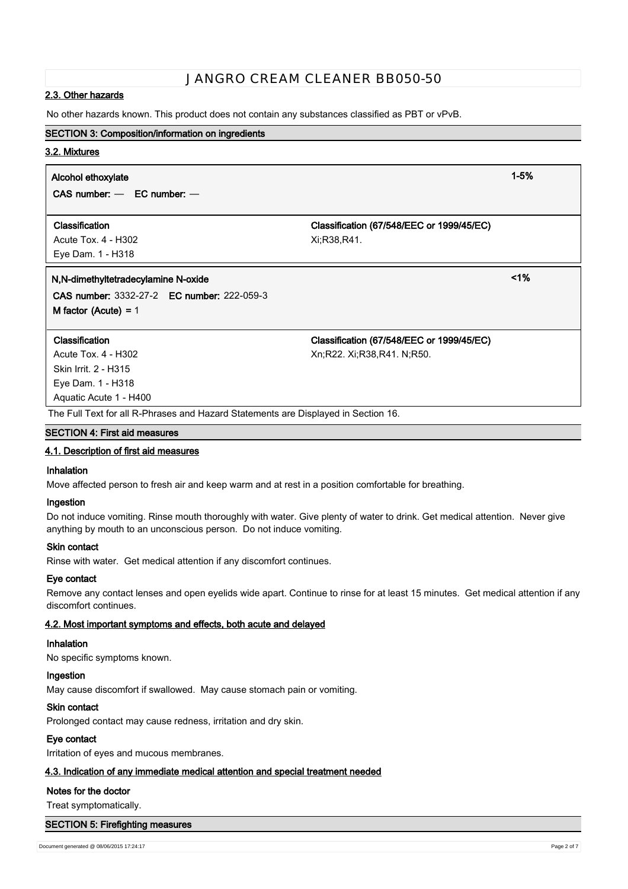### 2.3. Other hazards

No other hazards known. This product does not contain any substances classified as PBT or vPvB.

## SECTION 3: Composition/information on ingredients

### 3.2. Mixtures

| | | |
|---|---|---|
| **Alcohol ethoxylate** | | **1-5%** |
| **CAS number:** — **EC number:** — | | |
| **Classification** | **Classification (67/548/EEC or 1999/45/EC)** | |
| Acute Tox. 4 - H302<br>Eye Dam. 1 - H318 | Xi;R38,R41. | |

| | | |
|---|---|---|
| **N,N-dimethyltetradecylamine N-oxide** | | **<1%** |
| **CAS number:** 3332-27-2 **EC number:** 222-059-3<br>**M factor (Acute)** = 1 | | |
| **Classification** | **Classification (67/548/EEC or 1999/45/EC)** | |
| Acute Tox. 4 - H302<br>Skin Irrit. 2 - H315<br>Eye Dam. 1 - H318<br>Aquatic Acute 1 - H400 | Xn;R22. Xi;R38,R41. N;R50. | |

The Full Text for all R-Phrases and Hazard Statements are Displayed in Section 16.

## SECTION 4: First aid measures

### 4.1. Description of first aid measures

**Inhalation**

Move affected person to fresh air and keep warm and at rest in a position comfortable for breathing.

**Ingestion**

Do not induce vomiting. Rinse mouth thoroughly with water. Give plenty of water to drink. Get medical attention. Never give anything by mouth to an unconscious person. Do not induce vomiting.

**Skin contact**

Rinse with water. Get medical attention if any discomfort continues.

**Eye contact**

Remove any contact lenses and open eyelids wide apart. Continue to rinse for at least 15 minutes. Get medical attention if any discomfort continues.

### 4.2. Most important symptoms and effects, both acute and delayed

**Inhalation**

No specific symptoms known.

**Ingestion**

May cause discomfort if swallowed. May cause stomach pain or vomiting.

**Skin contact**

Prolonged contact may cause redness, irritation and dry skin.

**Eye contact**

Irritation of eyes and mucous membranes.

### 4.3. Indication of any immediate medical attention and special treatment needed

**Notes for the doctor**

Treat symptomatically.

## SECTION 5: Firefighting measures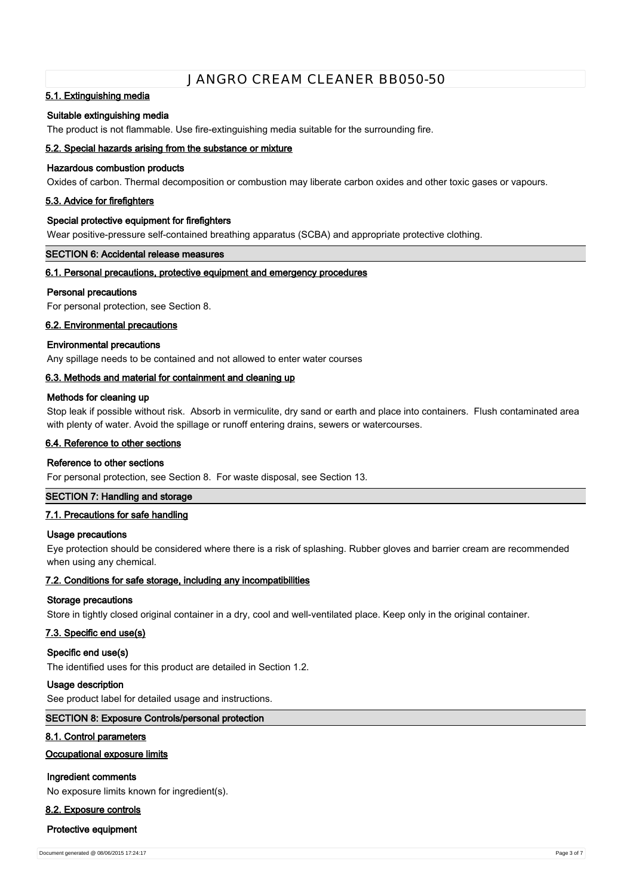### 5.1. Extinguishing media

**Suitable extinguishing media**

The product is not flammable. Use fire-extinguishing media suitable for the surrounding fire.

### 5.2. Special hazards arising from the substance or mixture

**Hazardous combustion products**

Oxides of carbon. Thermal decomposition or combustion may liberate carbon oxides and other toxic gases or vapours.

### 5.3. Advice for firefighters

**Special protective equipment for firefighters**

Wear positive-pressure self-contained breathing apparatus (SCBA) and appropriate protective clothing.

## SECTION 6: Accidental release measures

### 6.1. Personal precautions, protective equipment and emergency procedures

**Personal precautions**

For personal protection, see Section 8.

### 6.2. Environmental precautions

**Environmental precautions**

Any spillage needs to be contained and not allowed to enter water courses

### 6.3. Methods and material for containment and cleaning up

**Methods for cleaning up**

Stop leak if possible without risk. Absorb in vermiculite, dry sand or earth and place into containers. Flush contaminated area with plenty of water. Avoid the spillage or runoff entering drains, sewers or watercourses.

### 6.4. Reference to other sections

**Reference to other sections**

For personal protection, see Section 8. For waste disposal, see Section 13.

## SECTION 7: Handling and storage

### 7.1. Precautions for safe handling

**Usage precautions**

Eye protection should be considered where there is a risk of splashing. Rubber gloves and barrier cream are recommended when using any chemical.

### 7.2. Conditions for safe storage, including any incompatibilities

**Storage precautions**

Store in tightly closed original container in a dry, cool and well-ventilated place. Keep only in the original container.

### 7.3. Specific end use(s)

**Specific end use(s)**

The identified uses for this product are detailed in Section 1.2.

**Usage description**

See product label for detailed usage and instructions.

## SECTION 8: Exposure Controls/personal protection

### 8.1. Control parameters

**Occupational exposure limits**

**Ingredient comments**

No exposure limits known for ingredient(s).

### 8.2. Exposure controls

**Protective equipment**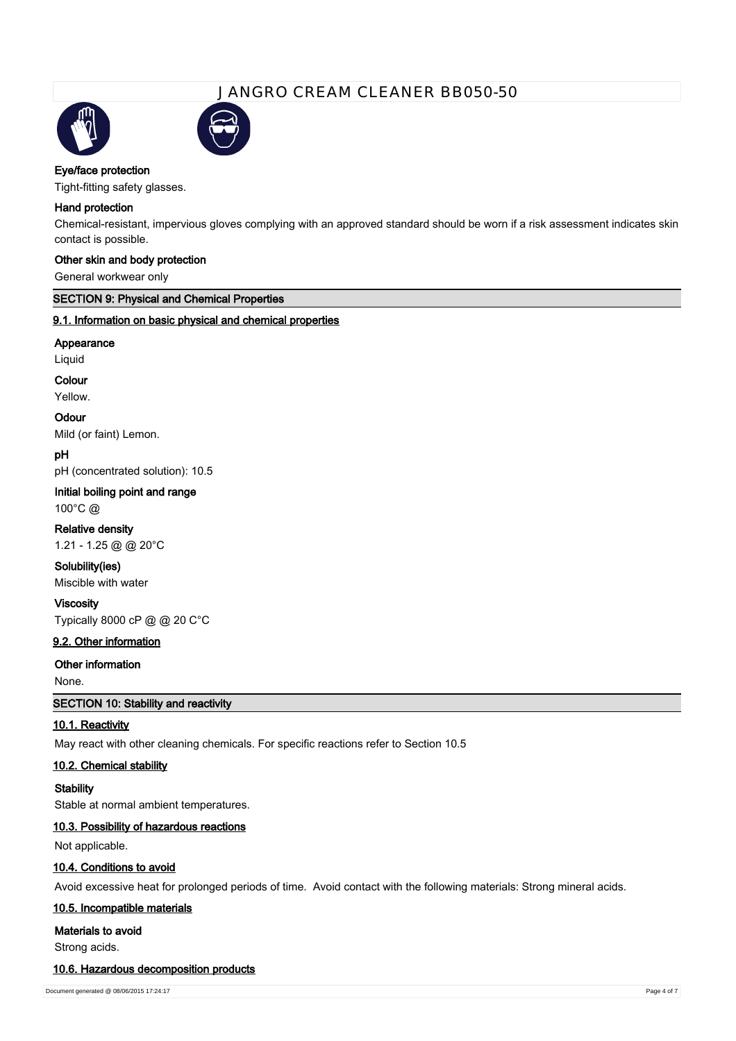**Eye/face protection**

Tight-fitting safety glasses.

**Hand protection**

Chemical-resistant, impervious gloves complying with an approved standard should be worn if a risk assessment indicates skin contact is possible.

**Other skin and body protection**

General workwear only

## SECTION 9: Physical and Chemical Properties

### 9.1. Information on basic physical and chemical properties

**Appearance**

Liquid

**Colour**

Yellow.

**Odour**

Mild (or faint) Lemon.

**pH**

pH (concentrated solution): 10.5

**Initial boiling point and range**

100°C @

**Relative density**

1.21 - 1.25 @ @ 20°C

**Solubility(ies)**

Miscible with water

**Viscosity**

Typically 8000 cP @ @ 20 C°C

### 9.2. Other information

**Other information**

None.

## SECTION 10: Stability and reactivity

### 10.1. Reactivity

May react with other cleaning chemicals. For specific reactions refer to Section 10.5

### 10.2. Chemical stability

**Stability**

Stable at normal ambient temperatures.

### 10.3. Possibility of hazardous reactions

Not applicable.

### 10.4. Conditions to avoid

Avoid excessive heat for prolonged periods of time. Avoid contact with the following materials: Strong mineral acids.

### 10.5. Incompatible materials

**Materials to avoid**

Strong acids.

### 10.6. Hazardous decomposition products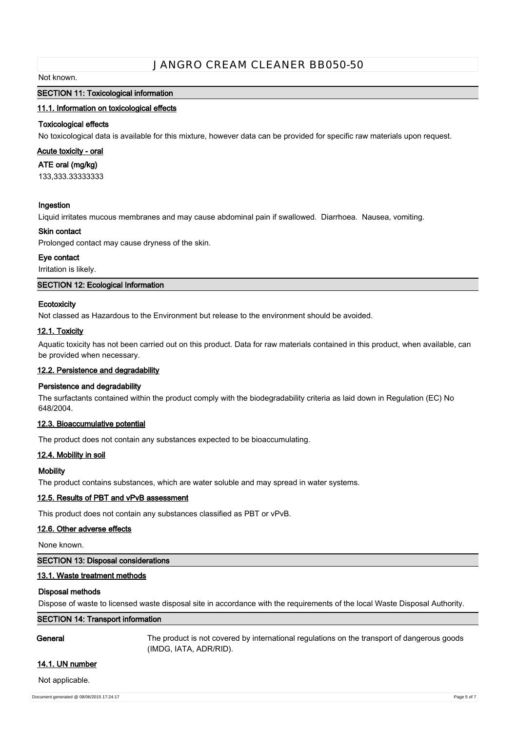Not known.

## SECTION 11: Toxicological information

### 11.1. Information on toxicological effects

**Toxicological effects**

No toxicological data is available for this mixture, however data can be provided for specific raw materials upon request.

**Acute toxicity - oral**

**ATE oral (mg/kg)**

133,333.33333333

**Ingestion**

Liquid irritates mucous membranes and may cause abdominal pain if swallowed. Diarrhoea. Nausea, vomiting.

**Skin contact**

Prolonged contact may cause dryness of the skin.

**Eye contact**

Irritation is likely.

## SECTION 12: Ecological Information

**Ecotoxicity**

Not classed as Hazardous to the Environment but release to the environment should be avoided.

### 12.1. Toxicity

Aquatic toxicity has not been carried out on this product. Data for raw materials contained in this product, when available, can be provided when necessary.

### 12.2. Persistence and degradability

**Persistence and degradability**

The surfactants contained within the product comply with the biodegradability criteria as laid down in Regulation (EC) No 648/2004.

### 12.3. Bioaccumulative potential

The product does not contain any substances expected to be bioaccumulating.

### 12.4. Mobility in soil

**Mobility**

The product contains substances, which are water soluble and may spread in water systems.

### 12.5. Results of PBT and vPvB assessment

This product does not contain any substances classified as PBT or vPvB.

### 12.6. Other adverse effects

None known.

## SECTION 13: Disposal considerations

### 13.1. Waste treatment methods

**Disposal methods**

Dispose of waste to licensed waste disposal site in accordance with the requirements of the local Waste Disposal Authority.

## SECTION 14: Transport information

**General** The product is not covered by international regulations on the transport of dangerous goods (IMDG, IATA, ADR/RID).

### 14.1. UN number

Not applicable.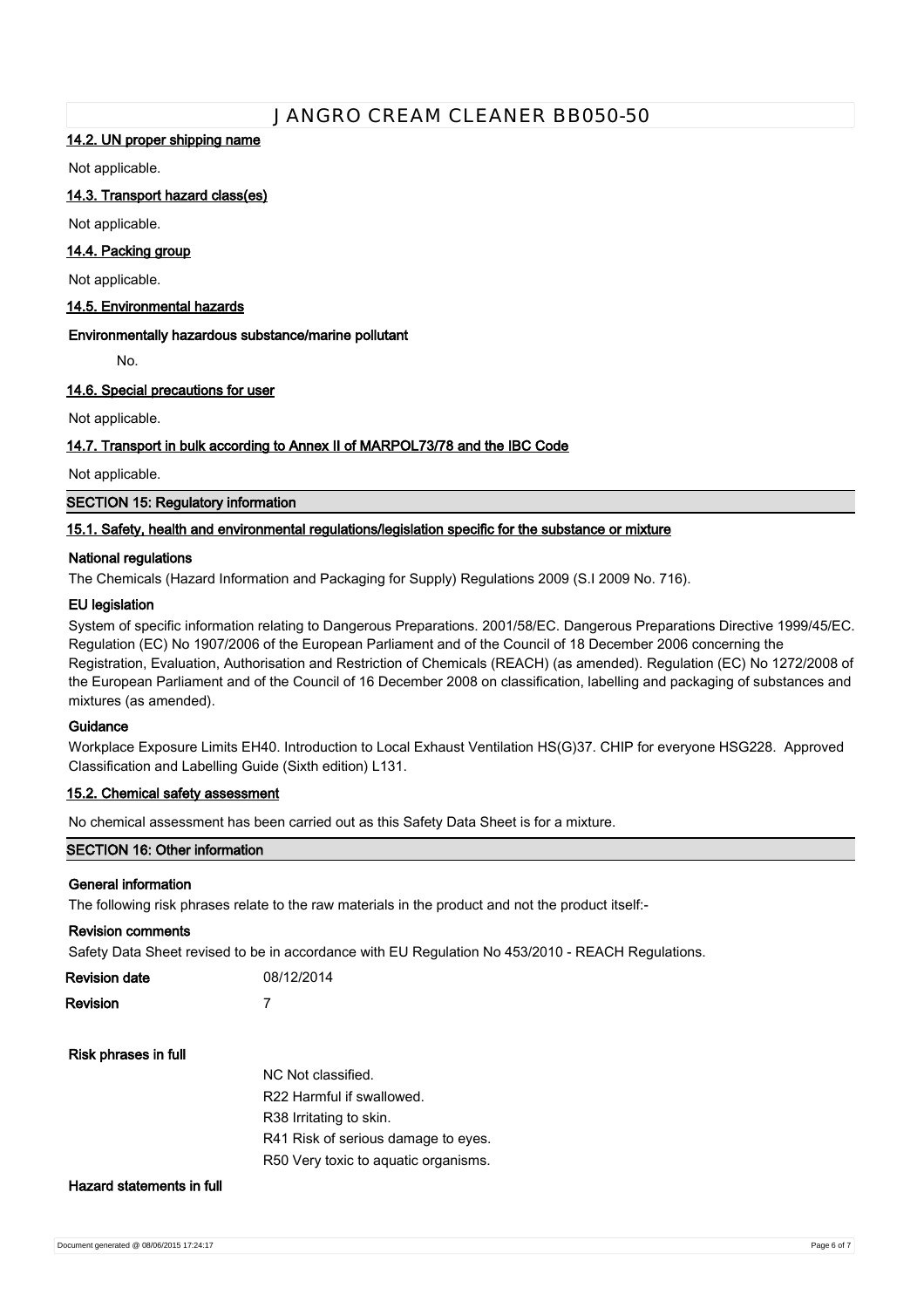#### 14.2. UN proper shipping name

Not applicable.

#### 14.3. Transport hazard class(es)

Not applicable.

#### 14.4. Packing group

Not applicable.

#### 14.5. Environmental hazards

**Environmentally hazardous substance/marine pollutant**

No.

#### 14.6. Special precautions for user

Not applicable.

#### 14.7. Transport in bulk according to Annex II of MARPOL73/78 and the IBC Code

Not applicable.

## SECTION 15: Regulatory information

#### 15.1. Safety, health and environmental regulations/legislation specific for the substance or mixture

**National regulations**

The Chemicals (Hazard Information and Packaging for Supply) Regulations 2009 (S.I 2009 No. 716).

**EU legislation**

System of specific information relating to Dangerous Preparations. 2001/58/EC. Dangerous Preparations Directive 1999/45/EC. Regulation (EC) No 1907/2006 of the European Parliament and of the Council of 18 December 2006 concerning the Registration, Evaluation, Authorisation and Restriction of Chemicals (REACH) (as amended). Regulation (EC) No 1272/2008 of the European Parliament and of the Council of 16 December 2008 on classification, labelling and packaging of substances and mixtures (as amended).

**Guidance**

Workplace Exposure Limits EH40. Introduction to Local Exhaust Ventilation HS(G)37. CHIP for everyone HSG228. Approved Classification and Labelling Guide (Sixth edition) L131.

#### 15.2. Chemical safety assessment

No chemical assessment has been carried out as this Safety Data Sheet is for a mixture.

## SECTION 16: Other information

**General information**

The following risk phrases relate to the raw materials in the product and not the product itself:-

**Revision comments**

Safety Data Sheet revised to be in accordance with EU Regulation No 453/2010 - REACH Regulations.

| | |
|---|---|
| **Revision date** | 08/12/2014 |
| **Revision** | 7 |

**Risk phrases in full**

NC Not classified.
R22 Harmful if swallowed.
R38 Irritating to skin.
R41 Risk of serious damage to eyes.
R50 Very toxic to aquatic organisms.

**Hazard statements in full**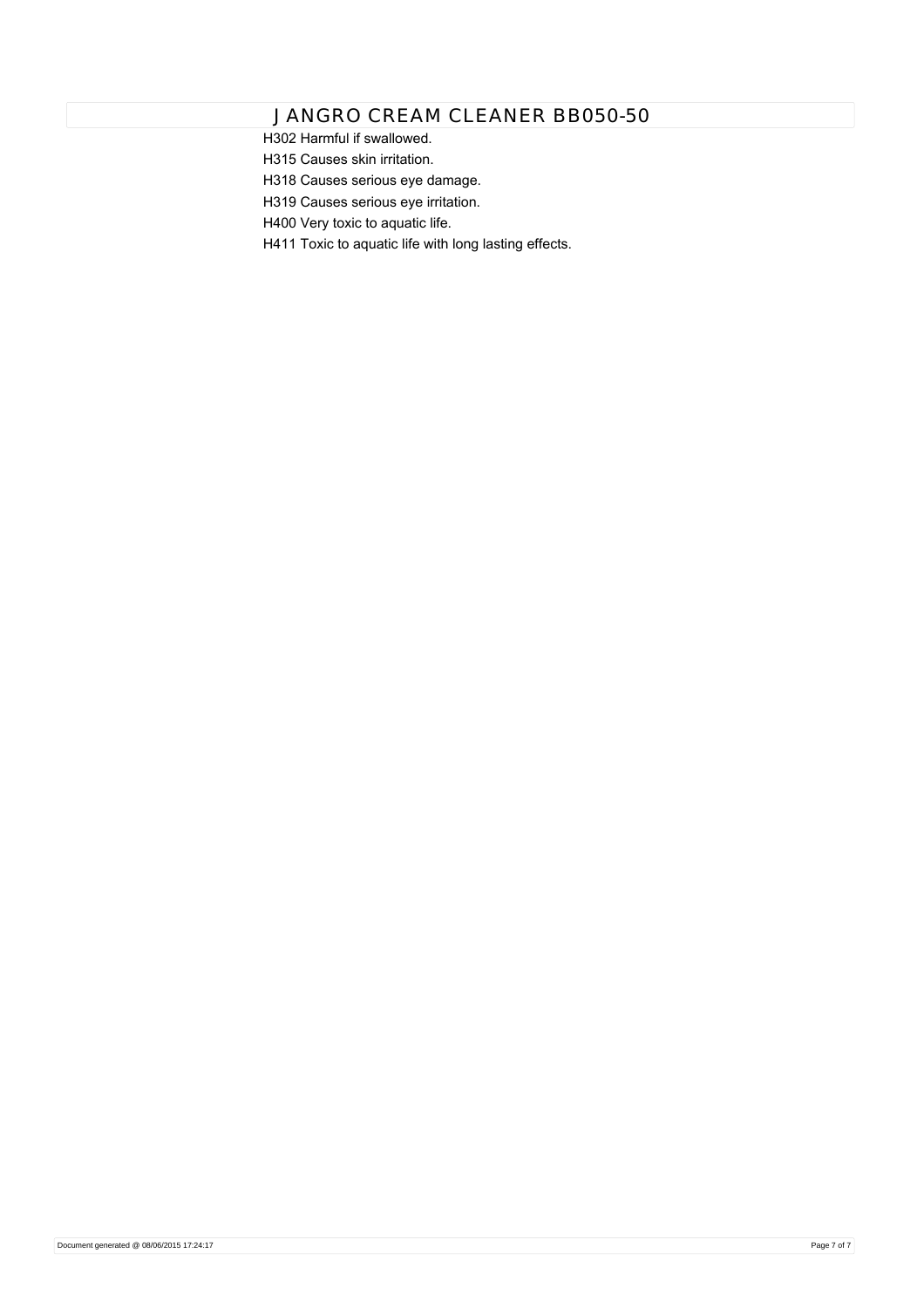H302 Harmful if swallowed.

H315 Causes skin irritation.

H318 Causes serious eye damage.

H319 Causes serious eye irritation.

H400 Very toxic to aquatic life.

H411 Toxic to aquatic life with long lasting effects.